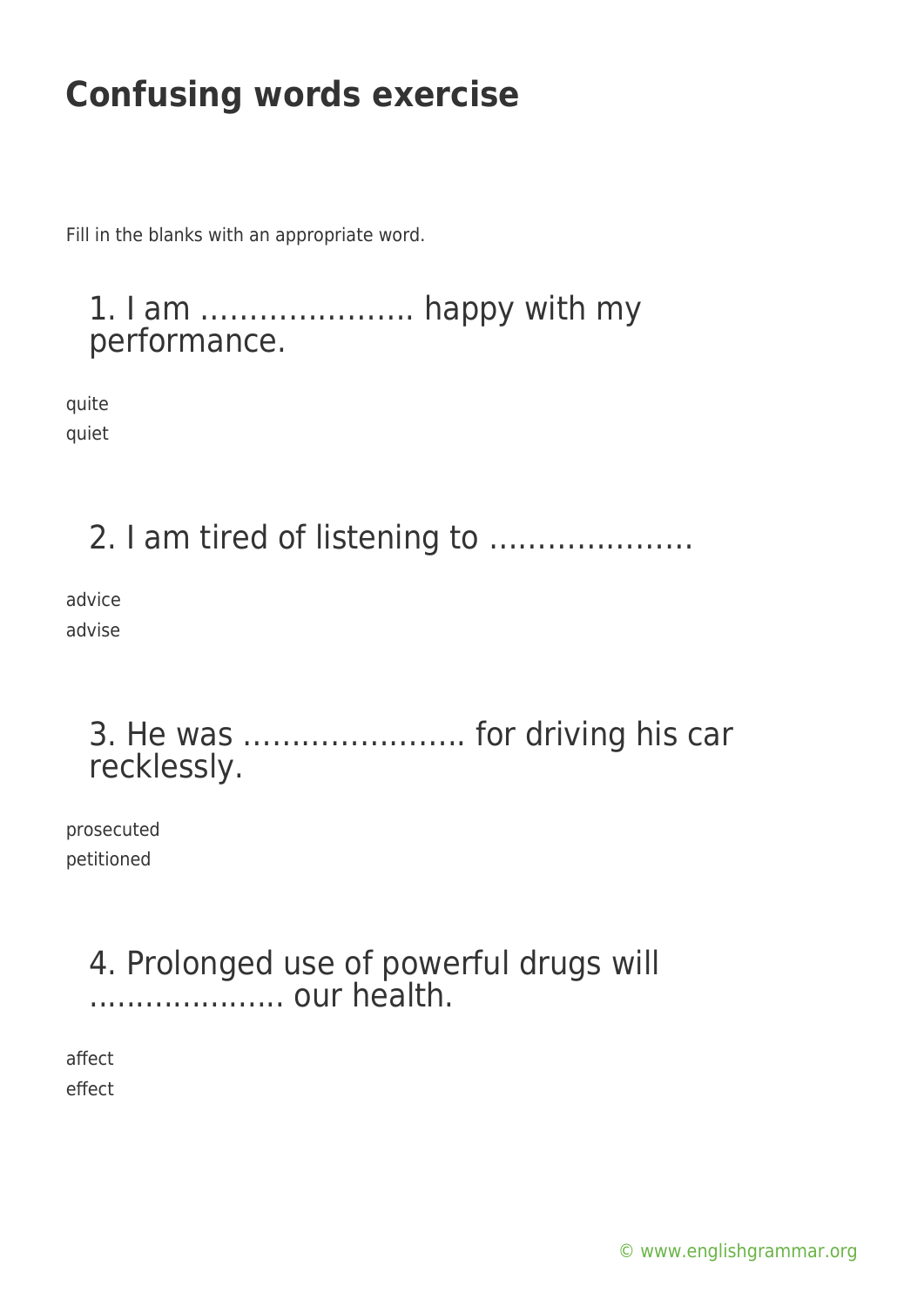# Confusing words exercise

Fill in the blanks with an appropriate word.

## 1. I am …………………. happy with my performance.

quite
quiet

## 2. I am tired of listening to …………………

advice
advise

## 3. He was ………………….. for driving his car recklessly.

prosecuted
petitioned

## 4. Prolonged use of powerful drugs will ………………… our health.

affect
effect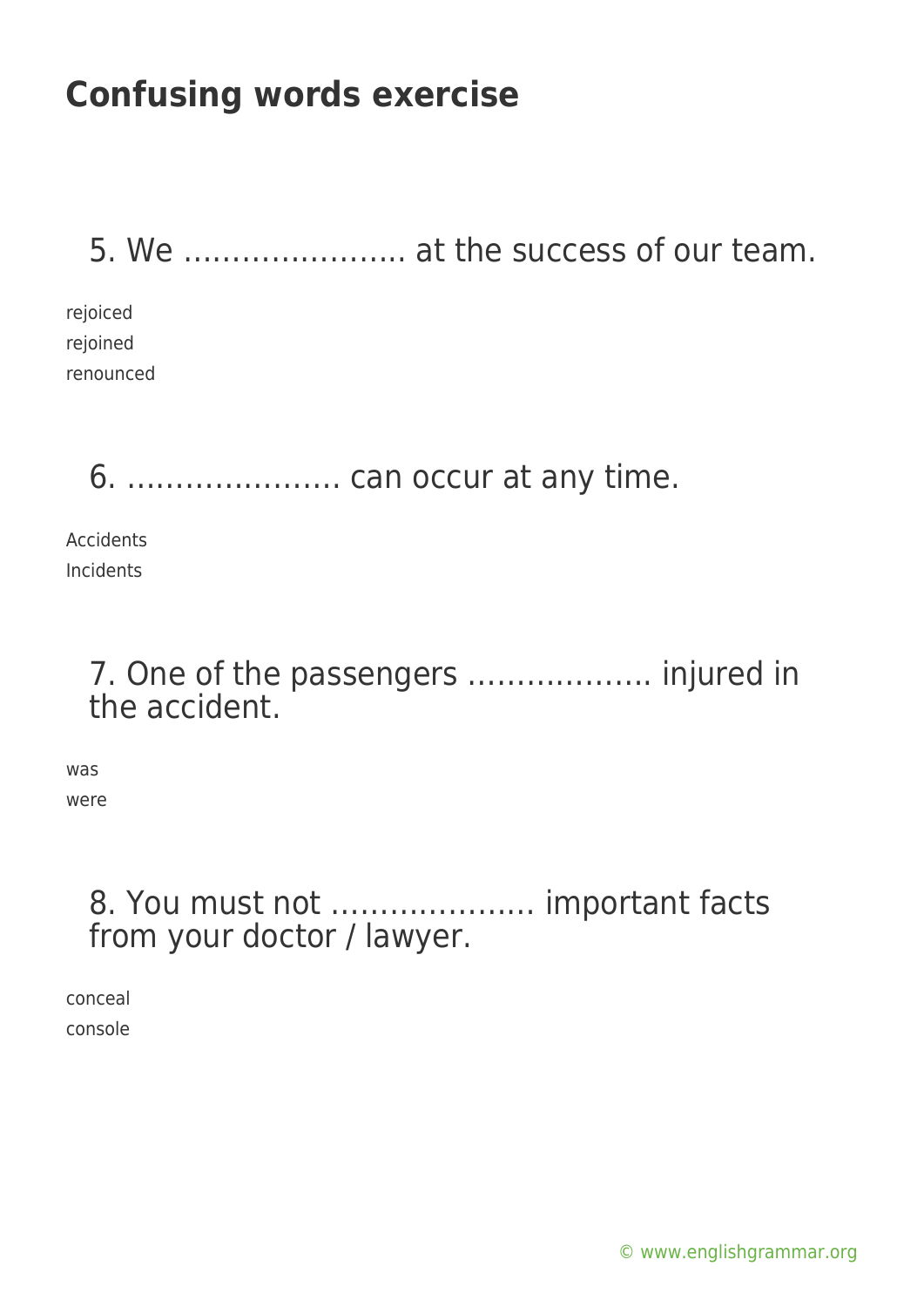# Confusing words exercise

5. We ………………….. at the success of our team.

rejoiced
rejoined
renounced

6. …………………. can occur at any time.

Accidents
Incidents

7. One of the passengers ………………. injured in the accident.

was
were

8. You must not ………………… important facts from your doctor / lawyer.

conceal
console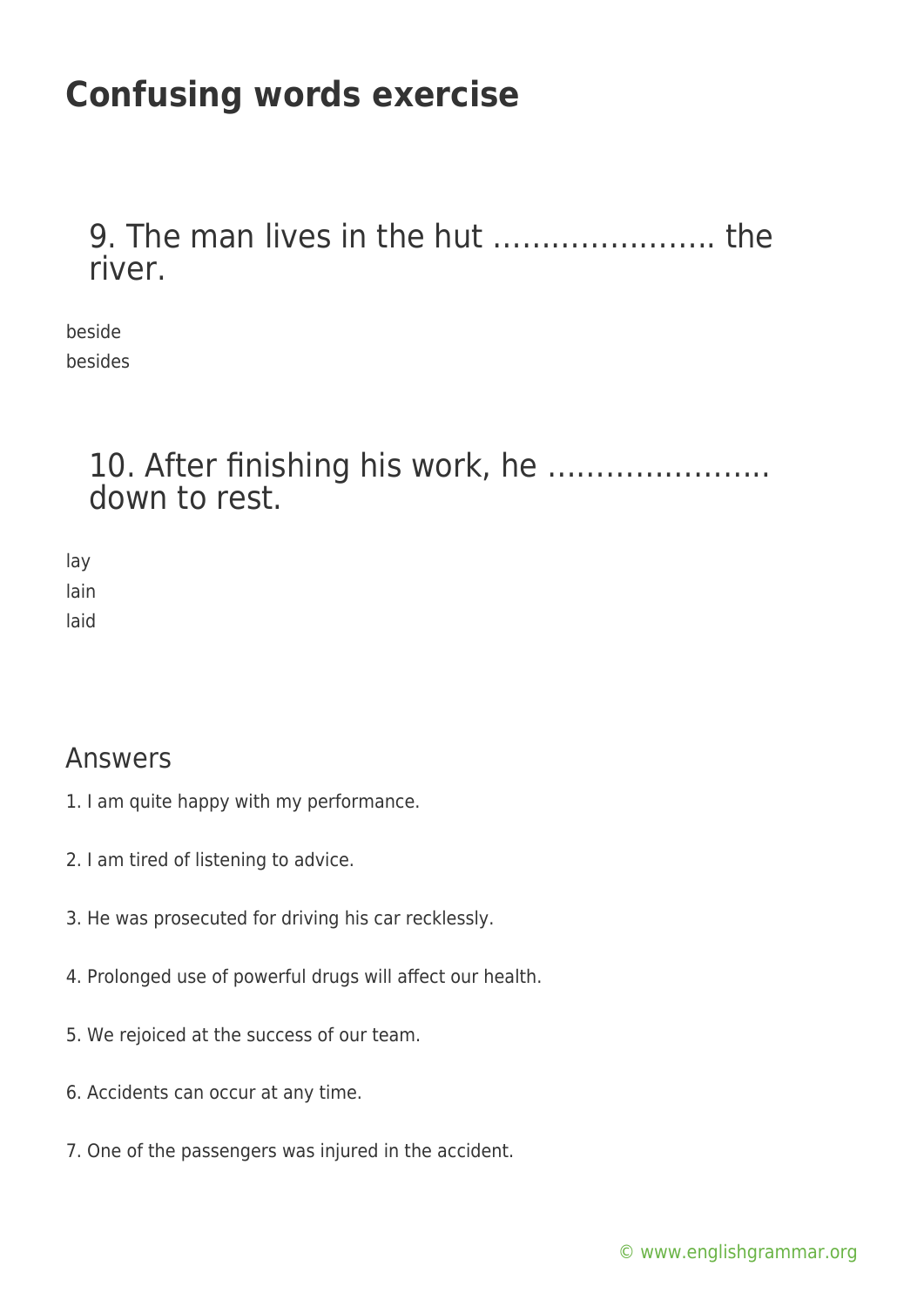# Confusing words exercise

## 9. The man lives in the hut ………………….. the river.

beside
besides

## 10. After finishing his work, he ………………….. down to rest.

lay
lain
laid

## Answers

1. I am quite happy with my performance.

2. I am tired of listening to advice.

3. He was prosecuted for driving his car recklessly.

4. Prolonged use of powerful drugs will affect our health.

5. We rejoiced at the success of our team.

6. Accidents can occur at any time.

7. One of the passengers was injured in the accident.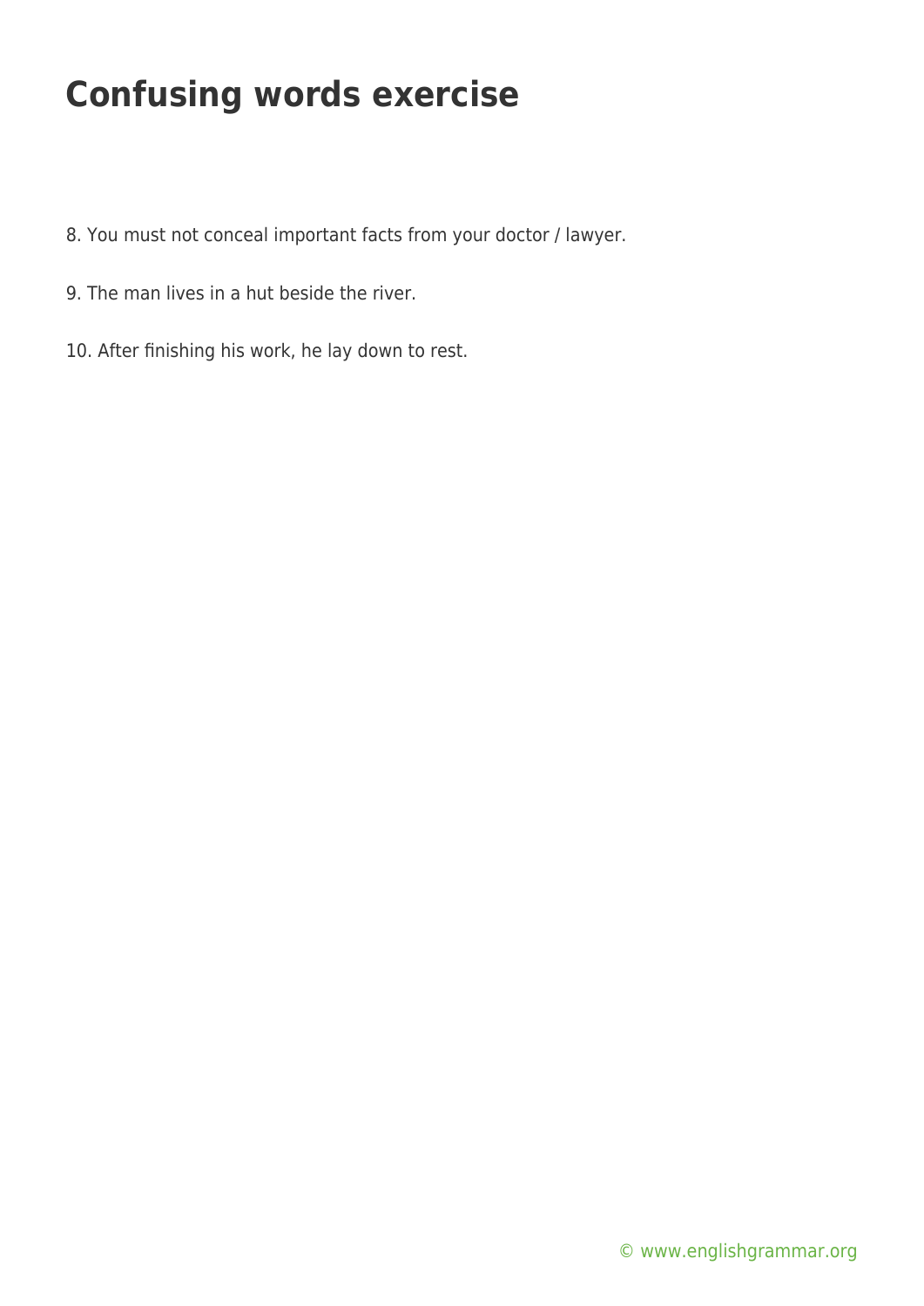# Confusing words exercise

8. You must not conceal important facts from your doctor / lawyer.

9. The man lives in a hut beside the river.

10. After finishing his work, he lay down to rest.